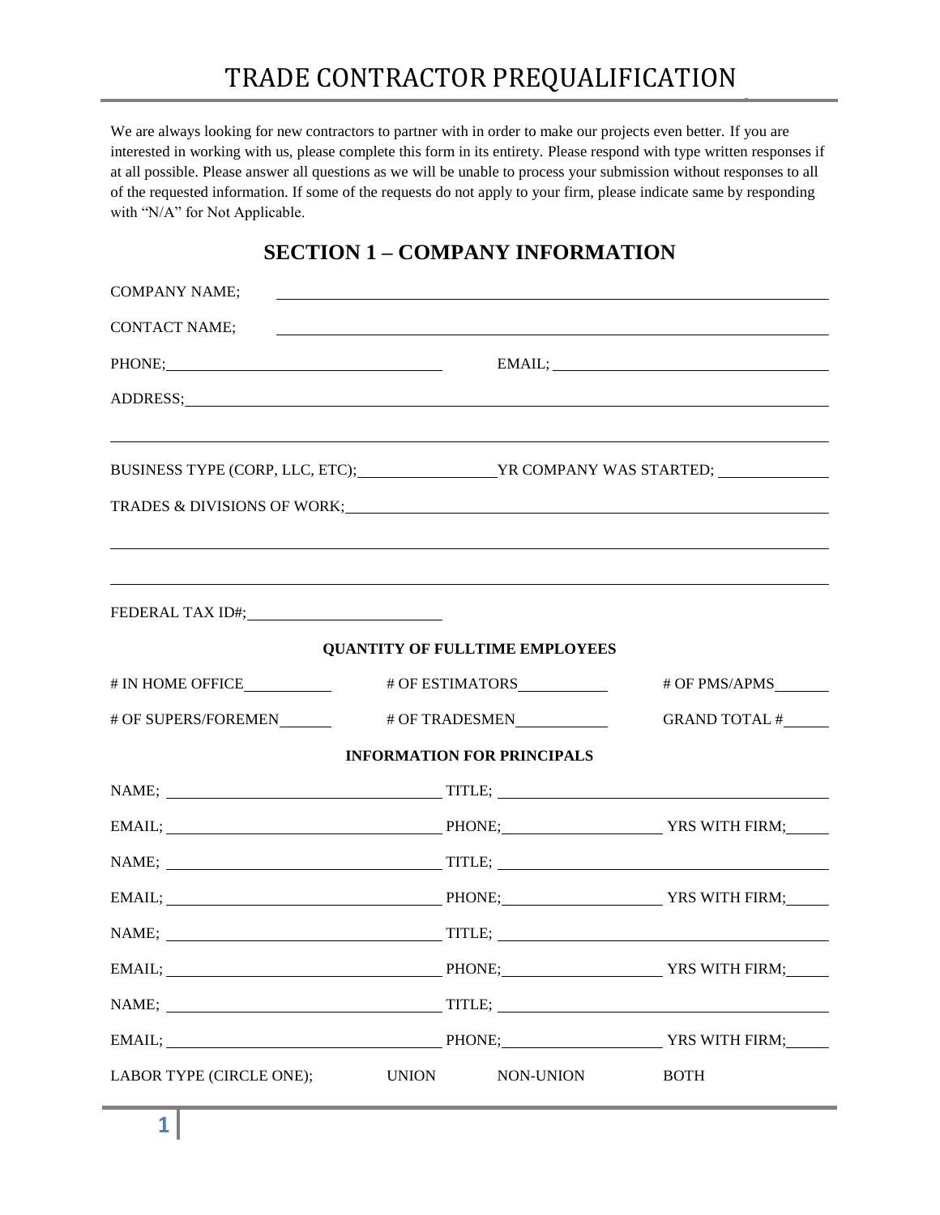# TRADE CONTRACTOR PREQUALIFICATION

We are always looking for new contractors to partner with in order to make our projects even better. If you are interested in working with us, please complete this form in its entirety. Please respond with type written responses if at all possible. Please answer all questions as we will be unable to process your submission without responses to all of the requested information. If some of the requests do not apply to your firm, please indicate same by responding with "N/A" for Not Applicable.

## SECTION 1 – COMPANY INFORMATION

COMPANY NAME; ____________________

CONTACT NAME; ____________________

PHONE; ____________________ EMAIL; ____________________

ADDRESS; ____________________

____________________

BUSINESS TYPE (CORP, LLC, ETC); ____________________ YR COMPANY WAS STARTED; ____________________

TRADES & DIVISIONS OF WORK; ____________________

____________________

____________________

FEDERAL TAX ID#; ____________________

**QUANTITY OF FULLTIME EMPLOYEES**

# IN HOME OFFICE ________ # OF ESTIMATORS ________ # OF PMS/APMS ________

# OF SUPERS/FOREMEN ________ # OF TRADESMEN ________ GRAND TOTAL # ________

**INFORMATION FOR PRINCIPALS**

NAME; ____________________ TITLE; ____________________

EMAIL; ____________________ PHONE; ____________________ YRS WITH FIRM; ________

NAME; ____________________ TITLE; ____________________

EMAIL; ____________________ PHONE; ____________________ YRS WITH FIRM; ________

NAME; ____________________ TITLE; ____________________

EMAIL; ____________________ PHONE; ____________________ YRS WITH FIRM; ________

NAME; ____________________ TITLE; ____________________

EMAIL; ____________________ PHONE; ____________________ YRS WITH FIRM; ________

LABOR TYPE (CIRCLE ONE); UNION NON-UNION BOTH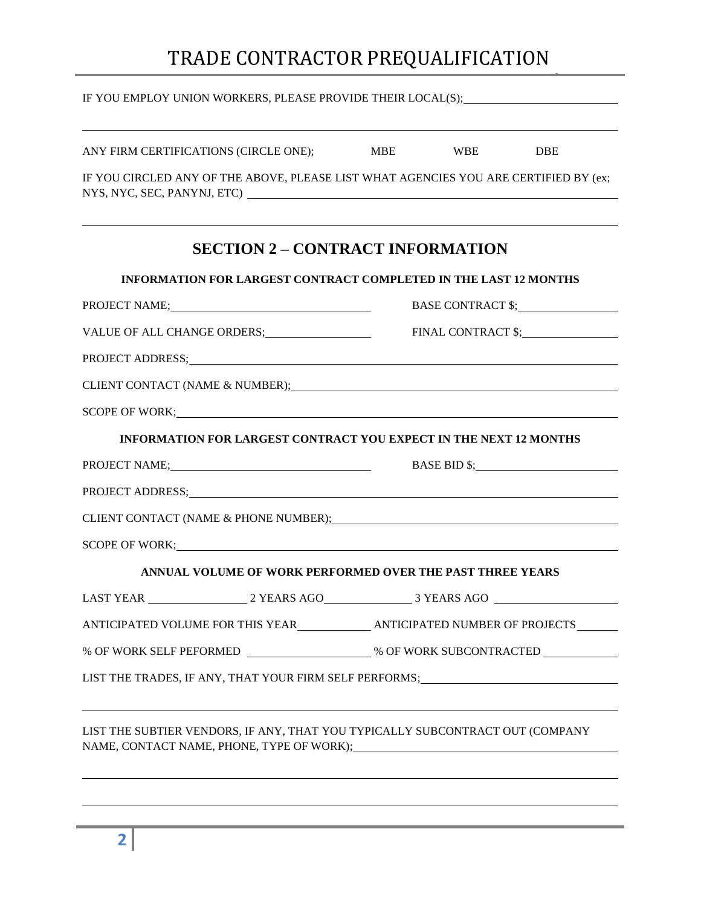IF YOU EMPLOY UNION WORKERS, PLEASE PROVIDE THEIR LOCAL(S); \_\_\_\_\_\_\_\_\_\_\_\_\_\_\_\_\_\_\_\_\_\_\_\_

ANY FIRM CERTIFICATIONS (CIRCLE ONE); MBE WBE DBE

IF YOU CIRCLED ANY OF THE ABOVE, PLEASE LIST WHAT AGENCIES YOU ARE CERTIFIED BY (ex; NYS, NYC, SEC, PANYNJ, ETC) \_\_\_\_\_\_\_\_\_\_\_\_\_\_\_\_\_\_\_\_\_\_\_\_

## SECTION 2 – CONTRACT INFORMATION

### INFORMATION FOR LARGEST CONTRACT COMPLETED IN THE LAST 12 MONTHS

PROJECT NAME; \_\_\_\_\_\_\_\_\_\_\_\_\_\_\_\_ BASE CONTRACT $; \_\_\_\_\_\_\_\_\_\_\_\_\_\_\_\_

VALUE OF ALL CHANGE ORDERS; \_\_\_\_\_\_\_\_\_\_\_\_\_\_\_\_ FINAL CONTRACT $; \_\_\_\_\_\_\_\_\_\_\_\_\_\_\_\_

PROJECT ADDRESS; \_\_\_\_\_\_\_\_\_\_\_\_\_\_\_\_\_\_\_\_\_\_\_\_

CLIENT CONTACT (NAME & NUMBER); \_\_\_\_\_\_\_\_\_\_\_\_\_\_\_\_\_\_\_\_\_\_\_\_

SCOPE OF WORK; \_\_\_\_\_\_\_\_\_\_\_\_\_\_\_\_\_\_\_\_\_\_\_\_

### INFORMATION FOR LARGEST CONTRACT YOU EXPECT IN THE NEXT 12 MONTHS

PROJECT NAME; \_\_\_\_\_\_\_\_\_\_\_\_\_\_\_\_ BASE BID $; \_\_\_\_\_\_\_\_\_\_\_\_\_\_\_\_

PROJECT ADDRESS; \_\_\_\_\_\_\_\_\_\_\_\_\_\_\_\_\_\_\_\_\_\_\_\_

CLIENT CONTACT (NAME & PHONE NUMBER); \_\_\_\_\_\_\_\_\_\_\_\_\_\_\_\_\_\_\_\_\_\_\_\_

SCOPE OF WORK; \_\_\_\_\_\_\_\_\_\_\_\_\_\_\_\_\_\_\_\_\_\_\_\_

### ANNUAL VOLUME OF WORK PERFORMED OVER THE PAST THREE YEARS

LAST YEAR \_\_\_\_\_\_\_\_\_\_\_\_ 2 YEARS AGO \_\_\_\_\_\_\_\_\_\_\_\_ 3 YEARS AGO \_\_\_\_\_\_\_\_\_\_\_\_

ANTICIPATED VOLUME FOR THIS YEAR \_\_\_\_\_\_\_\_\_\_\_\_ ANTICIPATED NUMBER OF PROJECTS \_\_\_\_\_\_\_\_\_\_\_\_

% OF WORK SELF PEFORMED \_\_\_\_\_\_\_\_\_\_\_\_ % OF WORK SUBCONTRACTED \_\_\_\_\_\_\_\_\_\_\_\_

LIST THE TRADES, IF ANY, THAT YOUR FIRM SELF PERFORMS; \_\_\_\_\_\_\_\_\_\_\_\_\_\_\_\_\_\_\_\_\_\_\_\_

LIST THE SUBTIER VENDORS, IF ANY, THAT YOU TYPICALLY SUBCONTRACT OUT (COMPANY NAME, CONTACT NAME, PHONE, TYPE OF WORK); \_\_\_\_\_\_\_\_\_\_\_\_\_\_\_\_\_\_\_\_\_\_\_\_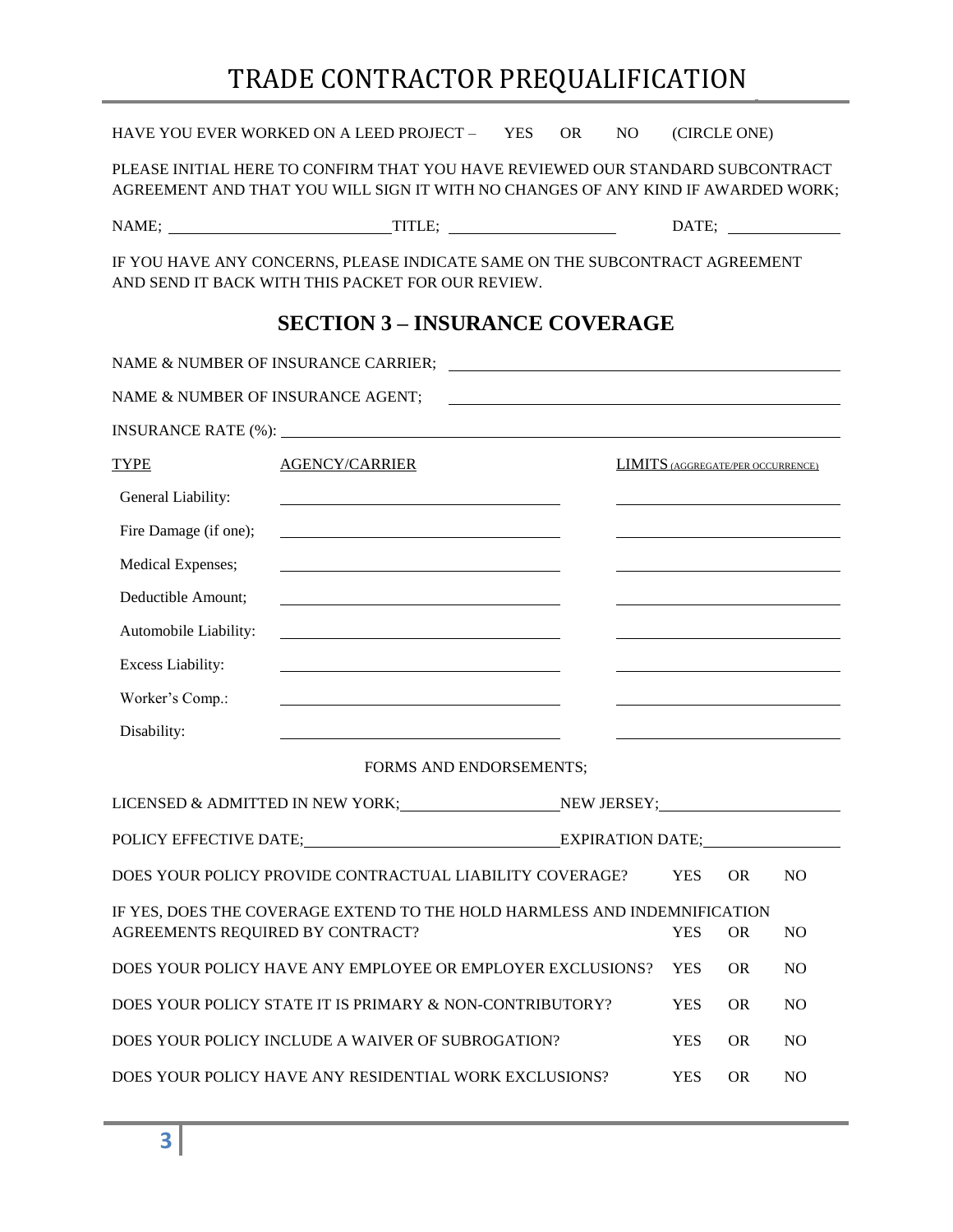# TRADE CONTRACTOR PREQUALIFICATION

HAVE YOU EVER WORKED ON A LEED PROJECT – YES OR NO (CIRCLE ONE)

PLEASE INITIAL HERE TO CONFIRM THAT YOU HAVE REVIEWED OUR STANDARD SUBCONTRACT AGREEMENT AND THAT YOU WILL SIGN IT WITH NO CHANGES OF ANY KIND IF AWARDED WORK;

NAME; ____________________ TITLE; ____________________ DATE; ____________

IF YOU HAVE ANY CONCERNS, PLEASE INDICATE SAME ON THE SUBCONTRACT AGREEMENT AND SEND IT BACK WITH THIS PACKET FOR OUR REVIEW.

## SECTION 3 – INSURANCE COVERAGE

NAME & NUMBER OF INSURANCE CARRIER; ____________________

NAME & NUMBER OF INSURANCE AGENT; ____________________

INSURANCE RATE (%): ____________________

| TYPE | AGENCY/CARRIER | LIMITS (AGGREGATE/PER OCCURRENCE) |
|---|---|---|
| General Liability: | | |
| Fire Damage (if one); | | |
| Medical Expenses; | | |
| Deductible Amount; | | |
| Automobile Liability: | | |
| Excess Liability: | | |
| Worker's Comp.: | | |
| Disability: | | |

FORMS AND ENDORSEMENTS;

LICENSED & ADMITTED IN NEW YORK; ____________ NEW JERSEY; ____________

POLICY EFFECTIVE DATE; ____________ EXPIRATION DATE; ____________

DOES YOUR POLICY PROVIDE CONTRACTUAL LIABILITY COVERAGE? YES OR NO

IF YES, DOES THE COVERAGE EXTEND TO THE HOLD HARMLESS AND INDEMNIFICATION AGREEMENTS REQUIRED BY CONTRACT? YES OR NO

DOES YOUR POLICY HAVE ANY EMPLOYEE OR EMPLOYER EXCLUSIONS? YES OR NO

DOES YOUR POLICY STATE IT IS PRIMARY & NON-CONTRIBUTORY? YES OR NO

DOES YOUR POLICY INCLUDE A WAIVER OF SUBROGATION? YES OR NO

DOES YOUR POLICY HAVE ANY RESIDENTIAL WORK EXCLUSIONS? YES OR NO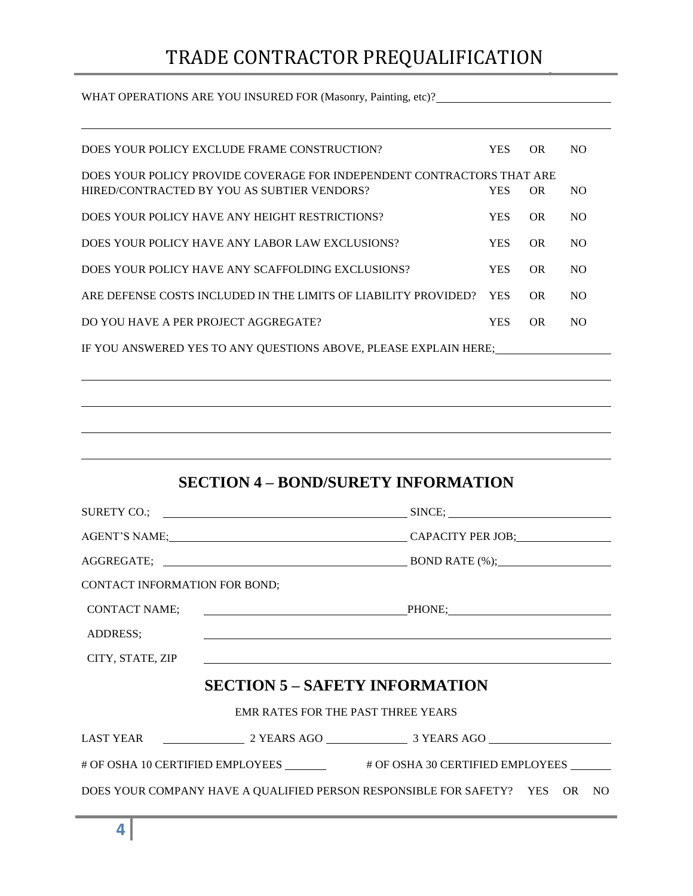# TRADE CONTRACTOR PREQUALIFICATION

WHAT OPERATIONS ARE YOU INSURED FOR (Masonry, Painting, etc)? ______________________________

______________________________________________________________________________

DOES YOUR POLICY EXCLUDE FRAME CONSTRUCTION? YES OR NO

DOES YOUR POLICY PROVIDE COVERAGE FOR INDEPENDENT CONTRACTORS THAT ARE HIRED/CONTRACTED BY YOU AS SUBTIER VENDORS? YES OR NO

DOES YOUR POLICY HAVE ANY HEIGHT RESTRICTIONS? YES OR NO

DOES YOUR POLICY HAVE ANY LABOR LAW EXCLUSIONS? YES OR NO

DOES YOUR POLICY HAVE ANY SCAFFOLDING EXCLUSIONS? YES OR NO

ARE DEFENSE COSTS INCLUDED IN THE LIMITS OF LIABILITY PROVIDED? YES OR NO

DO YOU HAVE A PER PROJECT AGGREGATE? YES OR NO

IF YOU ANSWERED YES TO ANY QUESTIONS ABOVE, PLEASE EXPLAIN HERE; ____________________

______________________________________________________________________________

______________________________________________________________________________

______________________________________________________________________________

______________________________________________________________________________

## SECTION 4 – BOND/SURETY INFORMATION

SURETY CO.; ______________________________ SINCE; ______________________________

AGENT'S NAME; ______________________________ CAPACITY PER JOB; ____________________

AGGREGATE; ______________________________ BOND RATE (%); ____________________

CONTACT INFORMATION FOR BOND;

CONTACT NAME; ______________________________ PHONE; ______________________________

ADDRESS; ______________________________________________________________________________

CITY, STATE, ZIP ______________________________________________________________________________

## SECTION 5 – SAFETY INFORMATION

EMR RATES FOR THE PAST THREE YEARS

LAST YEAR ______________ 2 YEARS AGO ______________ 3 YEARS AGO ______________

# OF OSHA 10 CERTIFIED EMPLOYEES ________ # OF OSHA 30 CERTIFIED EMPLOYEES ________

DOES YOUR COMPANY HAVE A QUALIFIED PERSON RESPONSIBLE FOR SAFETY? YES OR NO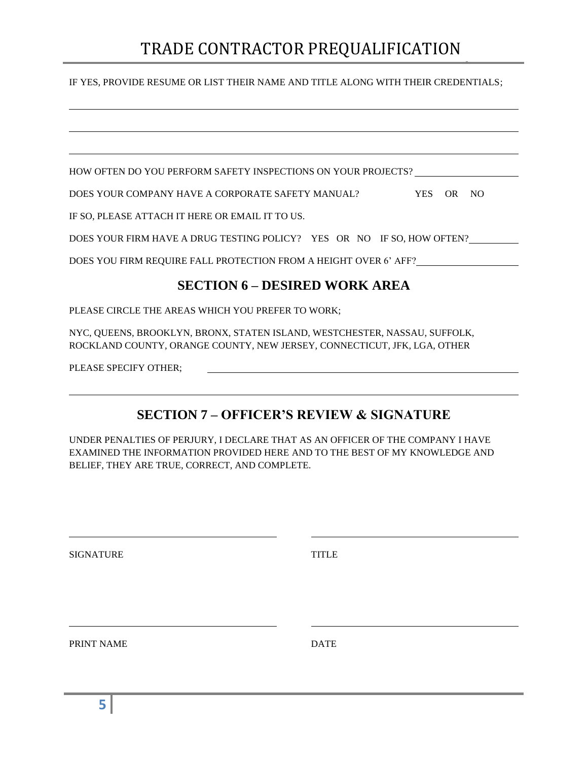IF YES, PROVIDE RESUME OR LIST THEIR NAME AND TITLE ALONG WITH THEIR CREDENTIALS;

______________________________________________________________________________

______________________________________________________________________________

______________________________________________________________________________

HOW OFTEN DO YOU PERFORM SAFETY INSPECTIONS ON YOUR PROJECTS? ____________________

DOES YOUR COMPANY HAVE A CORPORATE SAFETY MANUAL? YES OR NO

IF SO, PLEASE ATTACH IT HERE OR EMAIL IT TO US.

DOES YOUR FIRM HAVE A DRUG TESTING POLICY? YES OR NO IF SO, HOW OFTEN? __________

DOES YOU FIRM REQUIRE FALL PROTECTION FROM A HEIGHT OVER 6' AFF? ____________________

## SECTION 6 – DESIRED WORK AREA

PLEASE CIRCLE THE AREAS WHICH YOU PREFER TO WORK;

NYC, QUEENS, BROOKLYN, BRONX, STATEN ISLAND, WESTCHESTER, NASSAU, SUFFOLK, ROCKLAND COUNTY, ORANGE COUNTY, NEW JERSEY, CONNECTICUT, JFK, LGA, OTHER

PLEASE SPECIFY OTHER; ______________________________________________________

______________________________________________________________________________

## SECTION 7 – OFFICER'S REVIEW & SIGNATURE

UNDER PENALTIES OF PERJURY, I DECLARE THAT AS AN OFFICER OF THE COMPANY I HAVE EXAMINED THE INFORMATION PROVIDED HERE AND TO THE BEST OF MY KNOWLEDGE AND BELIEF, THEY ARE TRUE, CORRECT, AND COMPLETE.

| ______________________________ | ______________________________ |
|---|---|
| SIGNATURE | TITLE |

| ______________________________ | ______________________________ |
|---|---|
| PRINT NAME | DATE |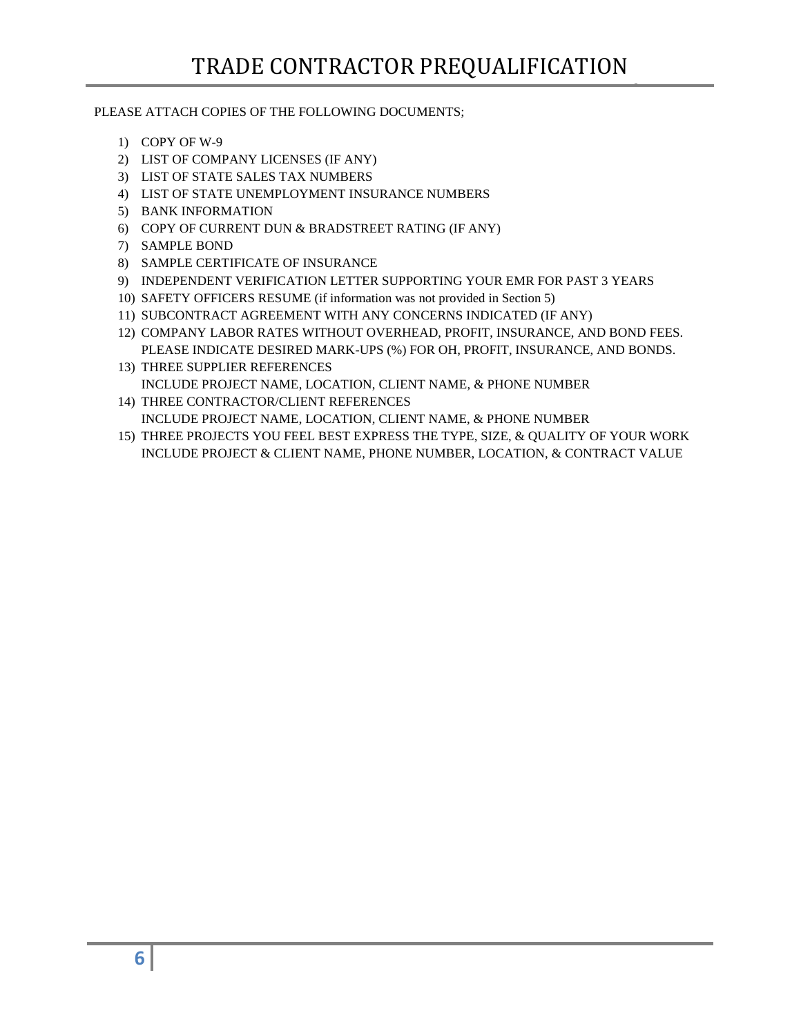# TRADE CONTRACTOR PREQUALIFICATION

PLEASE ATTACH COPIES OF THE FOLLOWING DOCUMENTS;

1) COPY OF W-9
2) LIST OF COMPANY LICENSES (IF ANY)
3) LIST OF STATE SALES TAX NUMBERS
4) LIST OF STATE UNEMPLOYMENT INSURANCE NUMBERS
5) BANK INFORMATION
6) COPY OF CURRENT DUN & BRADSTREET RATING (IF ANY)
7) SAMPLE BOND
8) SAMPLE CERTIFICATE OF INSURANCE
9) INDEPENDENT VERIFICATION LETTER SUPPORTING YOUR EMR FOR PAST 3 YEARS
10) SAFETY OFFICERS RESUME (if information was not provided in Section 5)
11) SUBCONTRACT AGREEMENT WITH ANY CONCERNS INDICATED (IF ANY)
12) COMPANY LABOR RATES WITHOUT OVERHEAD, PROFIT, INSURANCE, AND BOND FEES. PLEASE INDICATE DESIRED MARK-UPS (%) FOR OH, PROFIT, INSURANCE, AND BONDS.
13) THREE SUPPLIER REFERENCES
    INCLUDE PROJECT NAME, LOCATION, CLIENT NAME, & PHONE NUMBER
14) THREE CONTRACTOR/CLIENT REFERENCES
    INCLUDE PROJECT NAME, LOCATION, CLIENT NAME, & PHONE NUMBER
15) THREE PROJECTS YOU FEEL BEST EXPRESS THE TYPE, SIZE, & QUALITY OF YOUR WORK
    INCLUDE PROJECT & CLIENT NAME, PHONE NUMBER, LOCATION, & CONTRACT VALUE